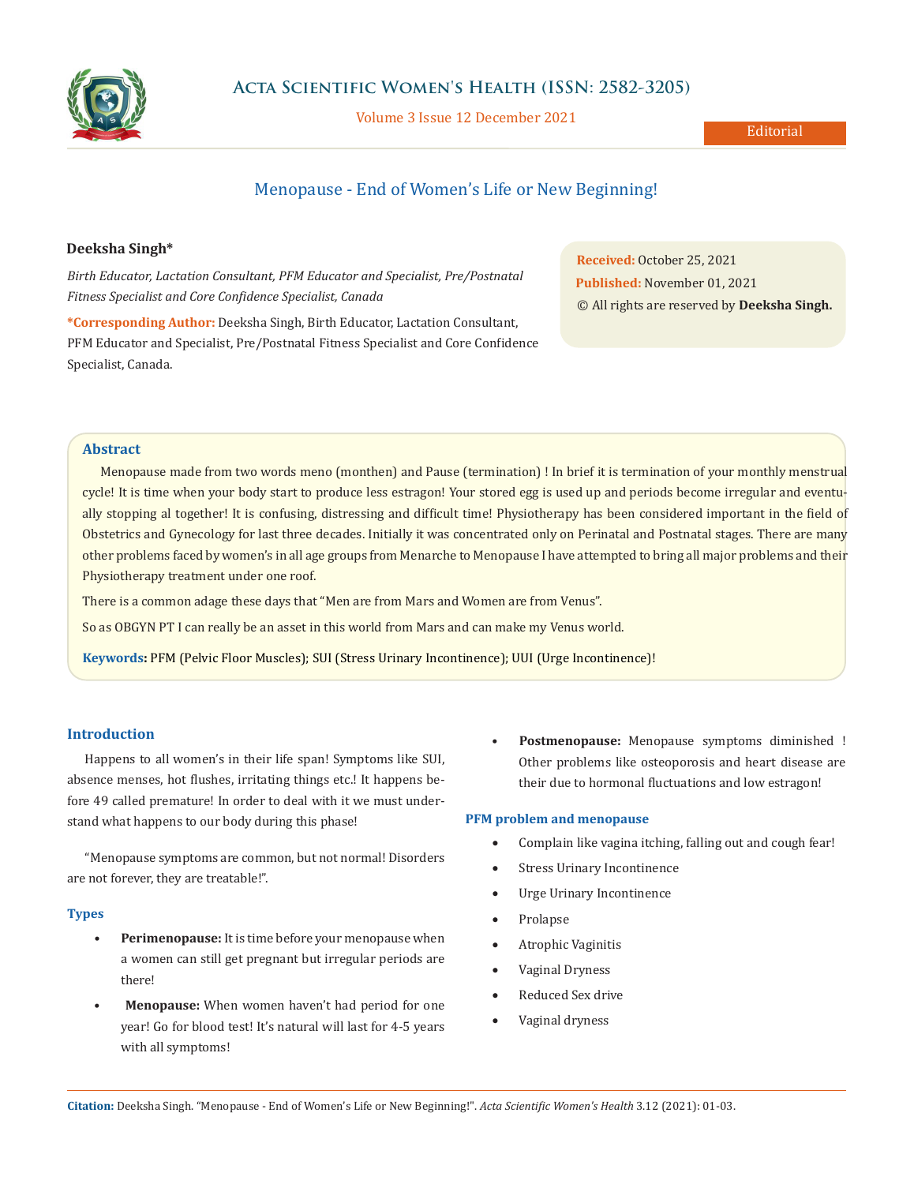# Menopause - End of Women's Life or New Beginning!

**Deeksha Singh***

*Birth Educator, Lactation Consultant, PFM Educator and Specialist, Pre/Postnatal Fitness Specialist and Core Confidence Specialist, Canada*

***Corresponding Author:** Deeksha Singh, Birth Educator, Lactation Consultant, PFM Educator and Specialist, Pre/Postnatal Fitness Specialist and Core Confidence Specialist, Canada.

**Received:** October 25, 2021
**Published:** November 01, 2021
© All rights are reserved by **Deeksha Singh.**

## Abstract

Menopause made from two words meno (monthen) and Pause (termination) ! In brief it is termination of your monthly menstrual cycle! It is time when your body start to produce less estragon! Your stored egg is used up and periods become irregular and eventually stopping al together! It is confusing, distressing and difficult time! Physiotherapy has been considered important in the field of Obstetrics and Gynecology for last three decades. Initially it was concentrated only on Perinatal and Postnatal stages. There are many other problems faced by women's in all age groups from Menarche to Menopause I have attempted to bring all major problems and their Physiotherapy treatment under one roof.

There is a common adage these days that "Men are from Mars and Women are from Venus".

So as OBGYN PT I can really be an asset in this world from Mars and can make my Venus world.

**Keywords:** PFM (Pelvic Floor Muscles); SUI (Stress Urinary Incontinence); UUI (Urge Incontinence)!

## Introduction

Happens to all women's in their life span! Symptoms like SUI, absence menses, hot flushes, irritating things etc.! It happens before 49 called premature! In order to deal with it we must understand what happens to our body during this phase!

"Menopause symptoms are common, but not normal! Disorders are not forever, they are treatable!".

### Types

- **Perimenopause:** It is time before your menopause when a women can still get pregnant but irregular periods are there!
- **Menopause:** When women haven't had period for one year! Go for blood test! It's natural will last for 4-5 years with all symptoms!
- **Postmenopause:** Menopause symptoms diminished ! Other problems like osteoporosis and heart disease are their due to hormonal fluctuations and low estragon!

### PFM problem and menopause

- Complain like vagina itching, falling out and cough fear!
- Stress Urinary Incontinence
- Urge Urinary Incontinence
- Prolapse
- Atrophic Vaginitis
- Vaginal Dryness
- Reduced Sex drive
- Vaginal dryness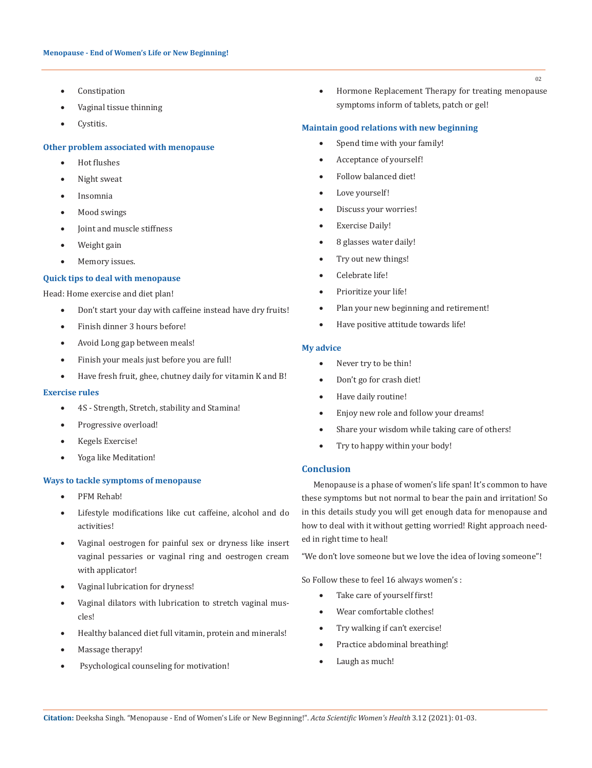- Constipation
- Vaginal tissue thinning
- Cystitis.

### Other problem associated with menopause

- Hot flushes
- Night sweat
- Insomnia
- Mood swings
- Joint and muscle stiffness
- Weight gain
- Memory issues.

### Quick tips to deal with menopause

Head: Home exercise and diet plan!

- Don't start your day with caffeine instead have dry fruits!
- Finish dinner 3 hours before!
- Avoid Long gap between meals!
- Finish your meals just before you are full!
- Have fresh fruit, ghee, chutney daily for vitamin K and B!

### Exercise rules

- 4S - Strength, Stretch, stability and Stamina!
- Progressive overload!
- Kegels Exercise!
- Yoga like Meditation!

### Ways to tackle symptoms of menopause

- PFM Rehab!
- Lifestyle modifications like cut caffeine, alcohol and do activities!
- Vaginal oestrogen for painful sex or dryness like insert vaginal pessaries or vaginal ring and oestrogen cream with applicator!
- Vaginal lubrication for dryness!
- Vaginal dilators with lubrication to stretch vaginal muscles!
- Healthy balanced diet full vitamin, protein and minerals!
- Massage therapy!
- Psychological counseling for motivation!
- Hormone Replacement Therapy for treating menopause symptoms inform of tablets, patch or gel!

### Maintain good relations with new beginning

- Spend time with your family!
- Acceptance of yourself!
- Follow balanced diet!
- Love yourself!
- Discuss your worries!
- Exercise Daily!
- 8 glasses water daily!
- Try out new things!
- Celebrate life!
- Prioritize your life!
- Plan your new beginning and retirement!
- Have positive attitude towards life!

### My advice

- Never try to be thin!
- Don't go for crash diet!
- Have daily routine!
- Enjoy new role and follow your dreams!
- Share your wisdom while taking care of others!
- Try to happy within your body!

## Conclusion

Menopause is a phase of women's life span! It's common to have these symptoms but not normal to bear the pain and irritation! So in this details study you will get enough data for menopause and how to deal with it without getting worried! Right approach needed in right time to heal!

"We don't love someone but we love the idea of loving someone"!

So Follow these to feel 16 always women's :

- Take care of yourself first!
- Wear comfortable clothes!
- Try walking if can't exercise!
- Practice abdominal breathing!
- Laugh as much!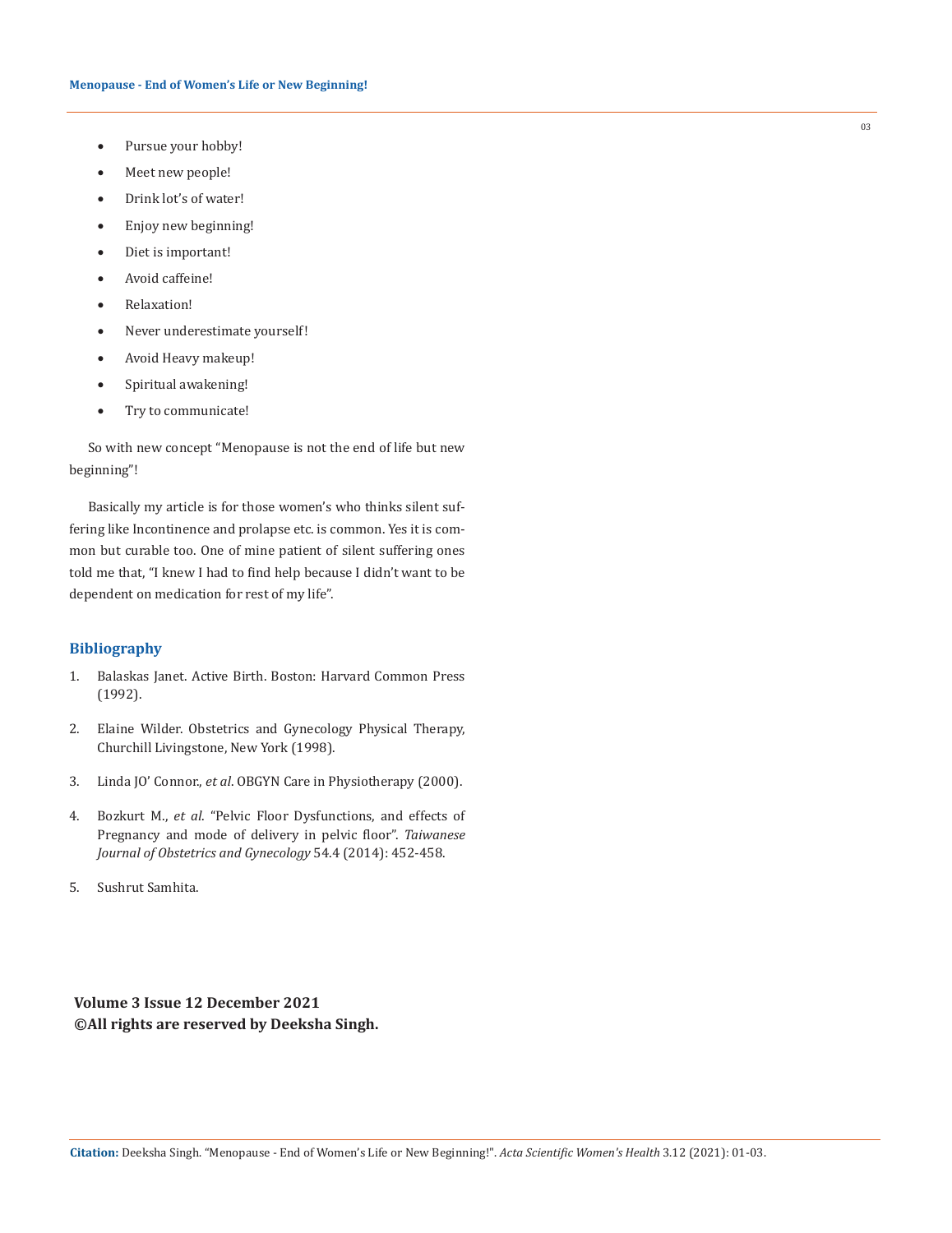- Pursue your hobby!
- Meet new people!
- Drink lot's of water!
- Enjoy new beginning!
- Diet is important!
- Avoid caffeine!
- Relaxation!
- Never underestimate yourself!
- Avoid Heavy makeup!
- Spiritual awakening!
- Try to communicate!

So with new concept "Menopause is not the end of life but new beginning"!

Basically my article is for those women's who thinks silent suffering like Incontinence and prolapse etc. is common. Yes it is common but curable too. One of mine patient of silent suffering ones told me that, "I knew I had to find help because I didn't want to be dependent on medication for rest of my life".

## Bibliography

1. Balaskas Janet. Active Birth. Boston: Harvard Common Press (1992).
2. Elaine Wilder. Obstetrics and Gynecology Physical Therapy, Churchill Livingstone, New York (1998).
3. Linda JO' Connor., *et al*. OBGYN Care in Physiotherapy (2000).
4. Bozkurt M., *et al*. "Pelvic Floor Dysfunctions, and effects of Pregnancy and mode of delivery in pelvic floor". *Taiwanese Journal of Obstetrics and Gynecology* 54.4 (2014): 452-458.
5. Sushrut Samhita.

**Volume 3 Issue 12 December 2021**
**©All rights are reserved by Deeksha Singh.**